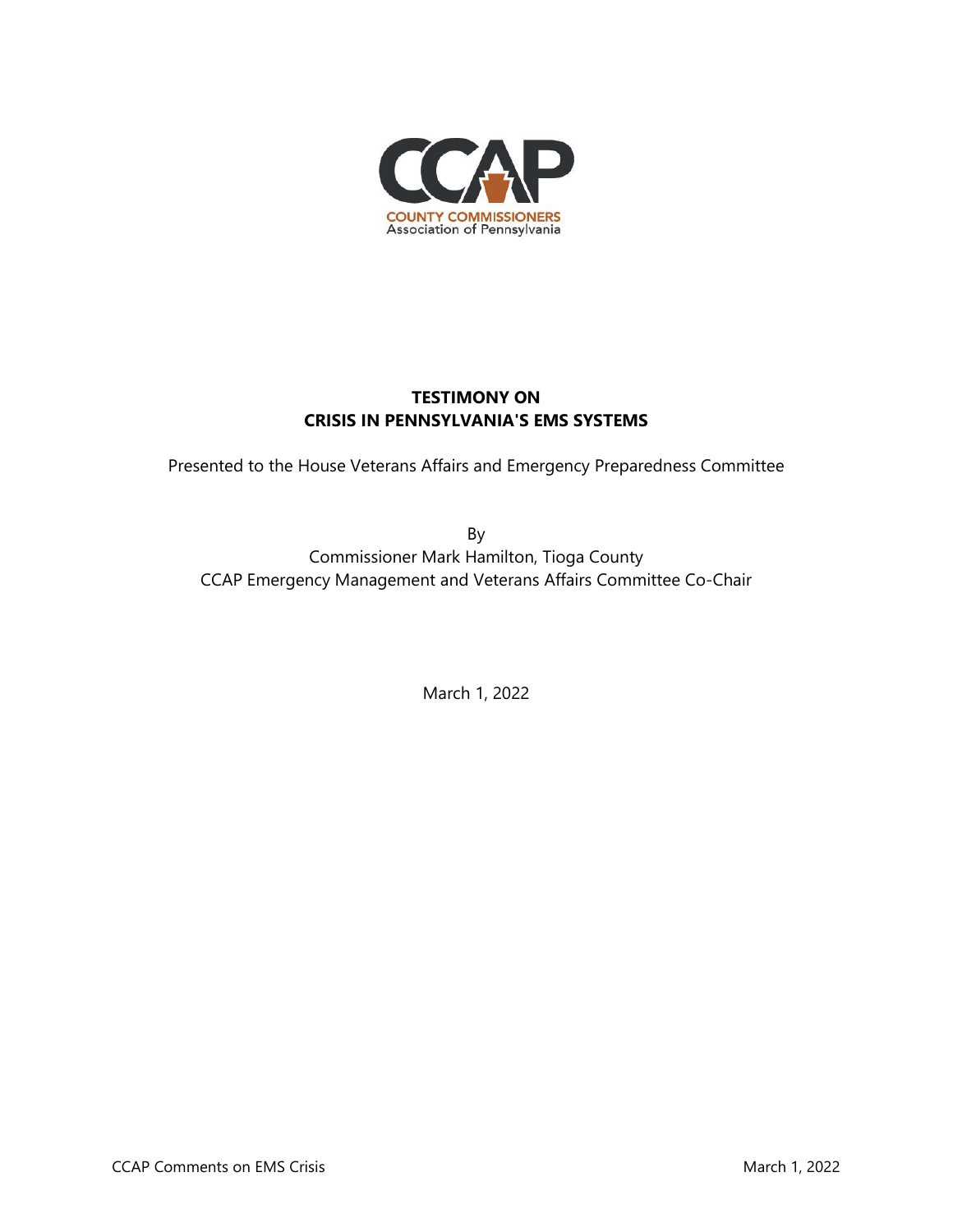CCAP

COUNTY COMMISSIONERS
Association of Pennsylvania

# TESTIMONY ON CRISIS IN PENNSYLVANIA'S EMS SYSTEMS

Presented to the House Veterans Affairs and Emergency Preparedness Committee

By
Commissioner Mark Hamilton, Tioga County
CCAP Emergency Management and Veterans Affairs Committee Co-Chair

March 1, 2022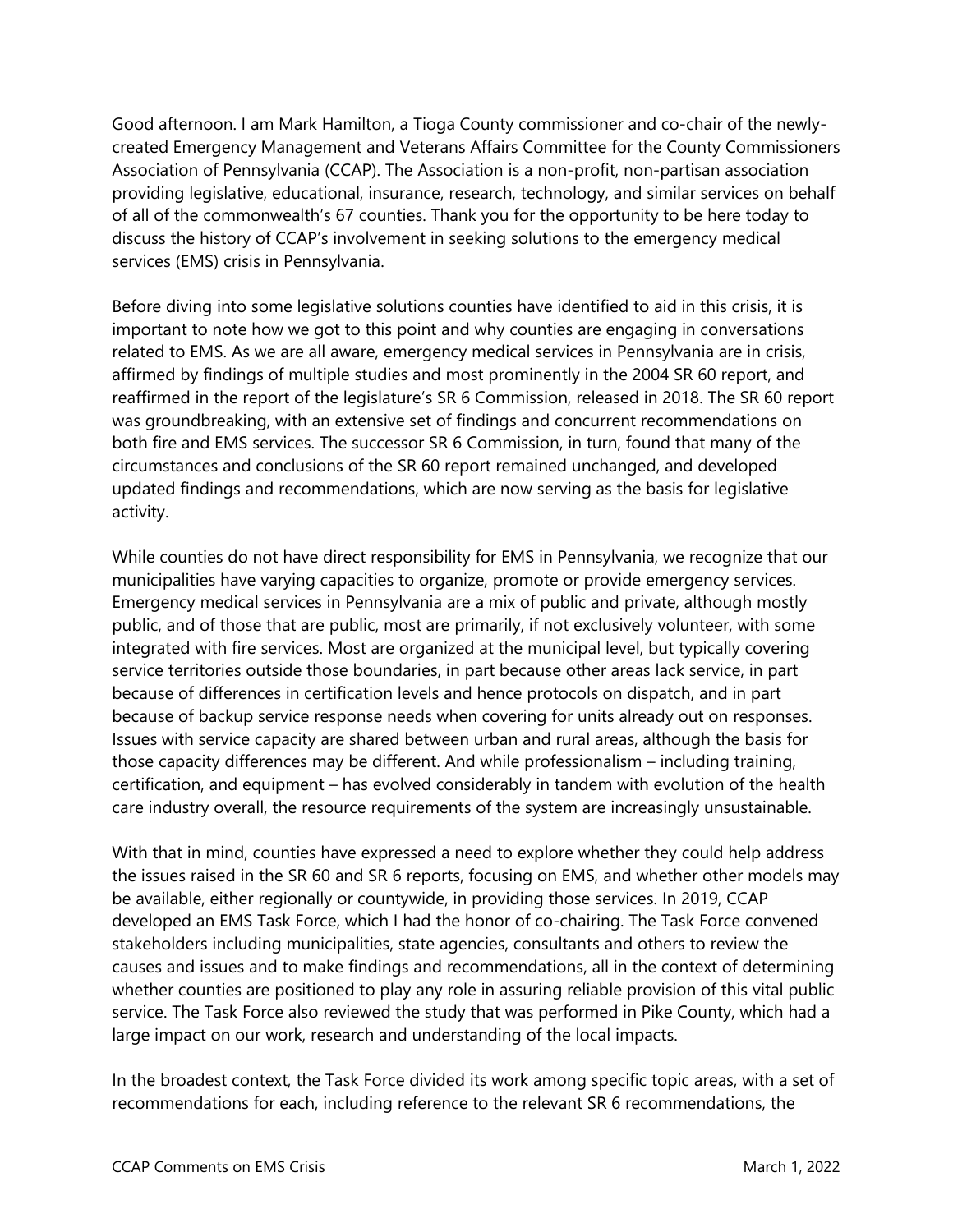Good afternoon. I am Mark Hamilton, a Tioga County commissioner and co-chair of the newly-created Emergency Management and Veterans Affairs Committee for the County Commissioners Association of Pennsylvania (CCAP). The Association is a non-profit, non-partisan association providing legislative, educational, insurance, research, technology, and similar services on behalf of all of the commonwealth's 67 counties. Thank you for the opportunity to be here today to discuss the history of CCAP's involvement in seeking solutions to the emergency medical services (EMS) crisis in Pennsylvania.

Before diving into some legislative solutions counties have identified to aid in this crisis, it is important to note how we got to this point and why counties are engaging in conversations related to EMS. As we are all aware, emergency medical services in Pennsylvania are in crisis, affirmed by findings of multiple studies and most prominently in the 2004 SR 60 report, and reaffirmed in the report of the legislature's SR 6 Commission, released in 2018. The SR 60 report was groundbreaking, with an extensive set of findings and concurrent recommendations on both fire and EMS services. The successor SR 6 Commission, in turn, found that many of the circumstances and conclusions of the SR 60 report remained unchanged, and developed updated findings and recommendations, which are now serving as the basis for legislative activity.

While counties do not have direct responsibility for EMS in Pennsylvania, we recognize that our municipalities have varying capacities to organize, promote or provide emergency services. Emergency medical services in Pennsylvania are a mix of public and private, although mostly public, and of those that are public, most are primarily, if not exclusively volunteer, with some integrated with fire services. Most are organized at the municipal level, but typically covering service territories outside those boundaries, in part because other areas lack service, in part because of differences in certification levels and hence protocols on dispatch, and in part because of backup service response needs when covering for units already out on responses. Issues with service capacity are shared between urban and rural areas, although the basis for those capacity differences may be different. And while professionalism – including training, certification, and equipment – has evolved considerably in tandem with evolution of the health care industry overall, the resource requirements of the system are increasingly unsustainable.

With that in mind, counties have expressed a need to explore whether they could help address the issues raised in the SR 60 and SR 6 reports, focusing on EMS, and whether other models may be available, either regionally or countywide, in providing those services. In 2019, CCAP developed an EMS Task Force, which I had the honor of co-chairing. The Task Force convened stakeholders including municipalities, state agencies, consultants and others to review the causes and issues and to make findings and recommendations, all in the context of determining whether counties are positioned to play any role in assuring reliable provision of this vital public service. The Task Force also reviewed the study that was performed in Pike County, which had a large impact on our work, research and understanding of the local impacts.

In the broadest context, the Task Force divided its work among specific topic areas, with a set of recommendations for each, including reference to the relevant SR 6 recommendations, the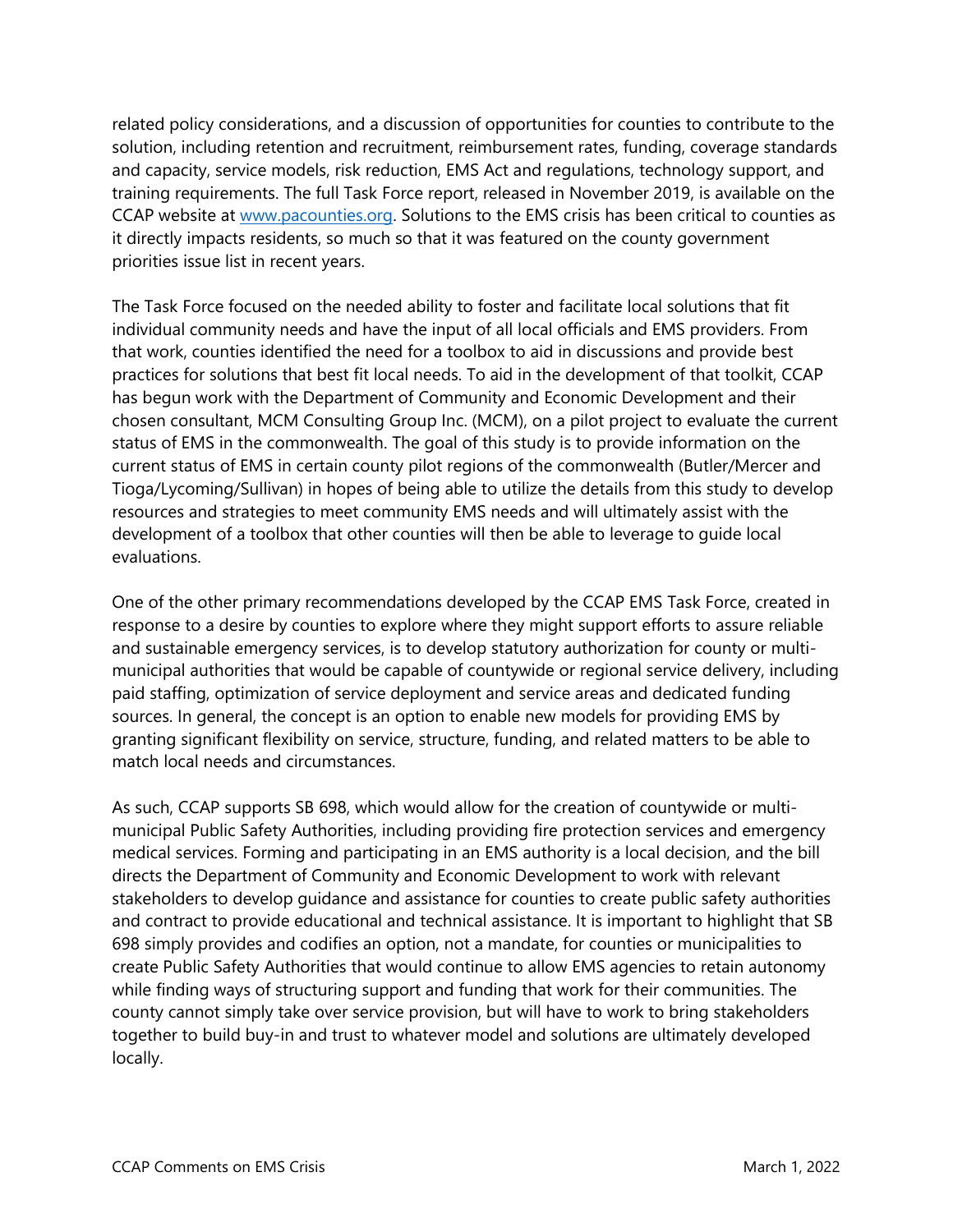related policy considerations, and a discussion of opportunities for counties to contribute to the solution, including retention and recruitment, reimbursement rates, funding, coverage standards and capacity, service models, risk reduction, EMS Act and regulations, technology support, and training requirements. The full Task Force report, released in November 2019, is available on the CCAP website at [www.pacounties.org](www.pacounties.org). Solutions to the EMS crisis has been critical to counties as it directly impacts residents, so much so that it was featured on the county government priorities issue list in recent years.

The Task Force focused on the needed ability to foster and facilitate local solutions that fit individual community needs and have the input of all local officials and EMS providers. From that work, counties identified the need for a toolbox to aid in discussions and provide best practices for solutions that best fit local needs. To aid in the development of that toolkit, CCAP has begun work with the Department of Community and Economic Development and their chosen consultant, MCM Consulting Group Inc. (MCM), on a pilot project to evaluate the current status of EMS in the commonwealth. The goal of this study is to provide information on the current status of EMS in certain county pilot regions of the commonwealth (Butler/Mercer and Tioga/Lycoming/Sullivan) in hopes of being able to utilize the details from this study to develop resources and strategies to meet community EMS needs and will ultimately assist with the development of a toolbox that other counties will then be able to leverage to guide local evaluations.

One of the other primary recommendations developed by the CCAP EMS Task Force, created in response to a desire by counties to explore where they might support efforts to assure reliable and sustainable emergency services, is to develop statutory authorization for county or multi-municipal authorities that would be capable of countywide or regional service delivery, including paid staffing, optimization of service deployment and service areas and dedicated funding sources. In general, the concept is an option to enable new models for providing EMS by granting significant flexibility on service, structure, funding, and related matters to be able to match local needs and circumstances.

As such, CCAP supports SB 698, which would allow for the creation of countywide or multi-municipal Public Safety Authorities, including providing fire protection services and emergency medical services. Forming and participating in an EMS authority is a local decision, and the bill directs the Department of Community and Economic Development to work with relevant stakeholders to develop guidance and assistance for counties to create public safety authorities and contract to provide educational and technical assistance. It is important to highlight that SB 698 simply provides and codifies an option, not a mandate, for counties or municipalities to create Public Safety Authorities that would continue to allow EMS agencies to retain autonomy while finding ways of structuring support and funding that work for their communities. The county cannot simply take over service provision, but will have to work to bring stakeholders together to build buy-in and trust to whatever model and solutions are ultimately developed locally.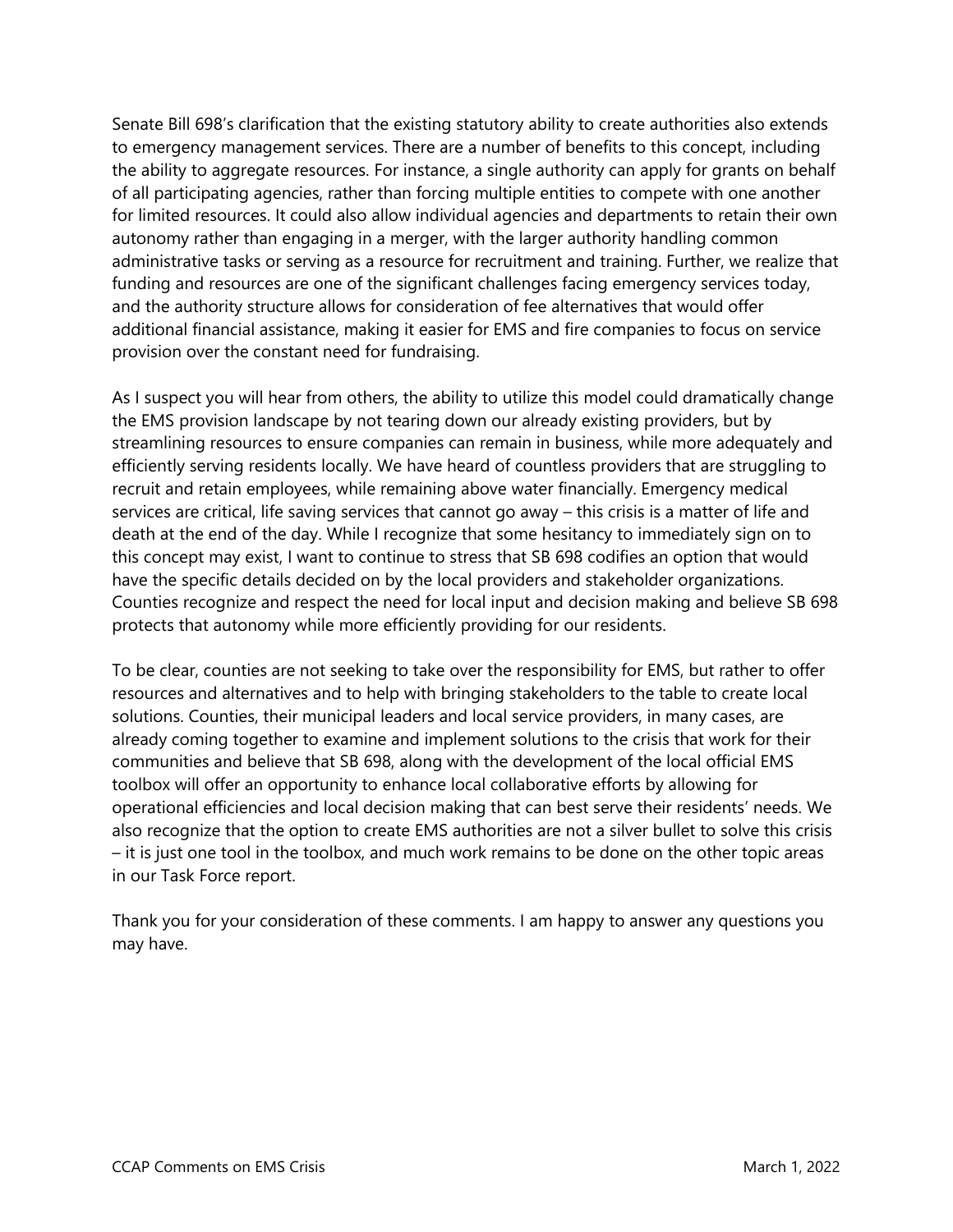Senate Bill 698's clarification that the existing statutory ability to create authorities also extends to emergency management services. There are a number of benefits to this concept, including the ability to aggregate resources. For instance, a single authority can apply for grants on behalf of all participating agencies, rather than forcing multiple entities to compete with one another for limited resources. It could also allow individual agencies and departments to retain their own autonomy rather than engaging in a merger, with the larger authority handling common administrative tasks or serving as a resource for recruitment and training. Further, we realize that funding and resources are one of the significant challenges facing emergency services today, and the authority structure allows for consideration of fee alternatives that would offer additional financial assistance, making it easier for EMS and fire companies to focus on service provision over the constant need for fundraising.

As I suspect you will hear from others, the ability to utilize this model could dramatically change the EMS provision landscape by not tearing down our already existing providers, but by streamlining resources to ensure companies can remain in business, while more adequately and efficiently serving residents locally. We have heard of countless providers that are struggling to recruit and retain employees, while remaining above water financially. Emergency medical services are critical, life saving services that cannot go away – this crisis is a matter of life and death at the end of the day. While I recognize that some hesitancy to immediately sign on to this concept may exist, I want to continue to stress that SB 698 codifies an option that would have the specific details decided on by the local providers and stakeholder organizations. Counties recognize and respect the need for local input and decision making and believe SB 698 protects that autonomy while more efficiently providing for our residents.

To be clear, counties are not seeking to take over the responsibility for EMS, but rather to offer resources and alternatives and to help with bringing stakeholders to the table to create local solutions. Counties, their municipal leaders and local service providers, in many cases, are already coming together to examine and implement solutions to the crisis that work for their communities and believe that SB 698, along with the development of the local official EMS toolbox will offer an opportunity to enhance local collaborative efforts by allowing for operational efficiencies and local decision making that can best serve their residents' needs. We also recognize that the option to create EMS authorities are not a silver bullet to solve this crisis – it is just one tool in the toolbox, and much work remains to be done on the other topic areas in our Task Force report.

Thank you for your consideration of these comments. I am happy to answer any questions you may have.